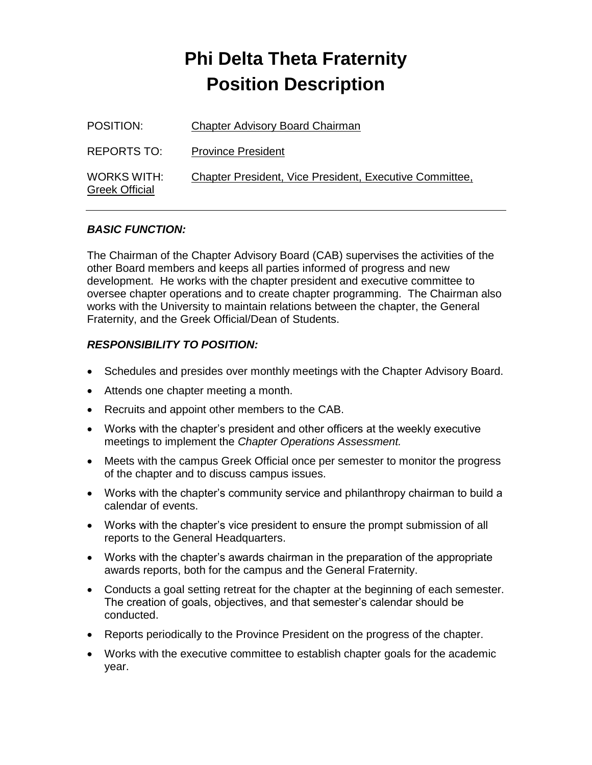# Phi Delta Theta Fraternity
# Position Description

POSITION: Chapter Advisory Board Chairman

REPORTS TO: Province President

WORKS WITH: Chapter President, Vice President, Executive Committee, Greek Official

---

***BASIC FUNCTION:***

The Chairman of the Chapter Advisory Board (CAB) supervises the activities of the other Board members and keeps all parties informed of progress and new development. He works with the chapter president and executive committee to oversee chapter operations and to create chapter programming. The Chairman also works with the University to maintain relations between the chapter, the General Fraternity, and the Greek Official/Dean of Students.

***RESPONSIBILITY TO POSITION:***

- Schedules and presides over monthly meetings with the Chapter Advisory Board.
- Attends one chapter meeting a month.
- Recruits and appoint other members to the CAB.
- Works with the chapter's president and other officers at the weekly executive meetings to implement the *Chapter Operations Assessment.*
- Meets with the campus Greek Official once per semester to monitor the progress of the chapter and to discuss campus issues.
- Works with the chapter's community service and philanthropy chairman to build a calendar of events.
- Works with the chapter's vice president to ensure the prompt submission of all reports to the General Headquarters.
- Works with the chapter's awards chairman in the preparation of the appropriate awards reports, both for the campus and the General Fraternity.
- Conducts a goal setting retreat for the chapter at the beginning of each semester. The creation of goals, objectives, and that semester's calendar should be conducted.
- Reports periodically to the Province President on the progress of the chapter.
- Works with the executive committee to establish chapter goals for the academic year.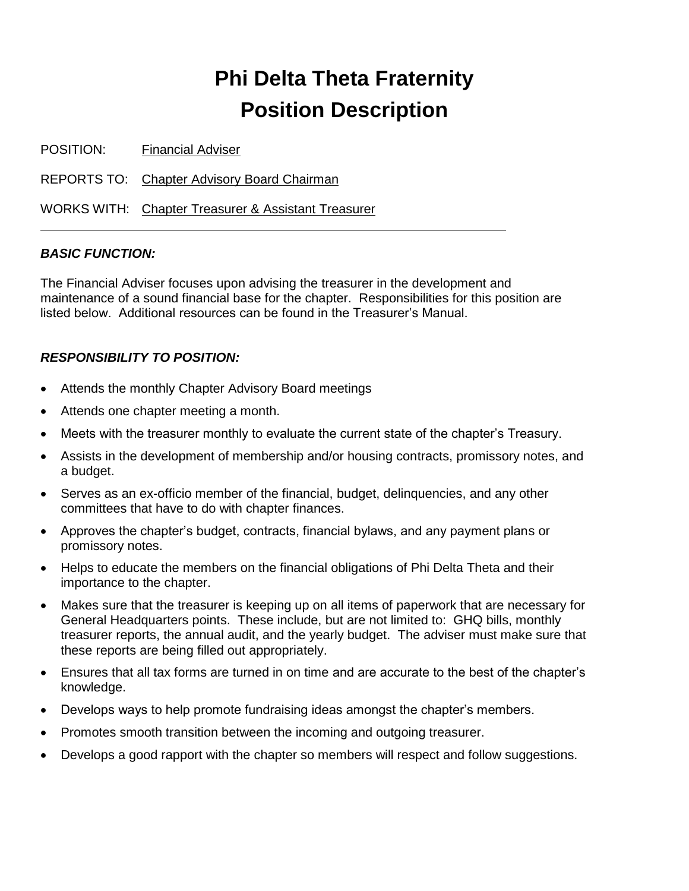# Phi Delta Theta Fraternity
# Position Description

POSITION: Financial Adviser

REPORTS TO: Chapter Advisory Board Chairman

WORKS WITH: Chapter Treasurer & Assistant Treasurer

---

### *BASIC FUNCTION:*

The Financial Adviser focuses upon advising the treasurer in the development and maintenance of a sound financial base for the chapter. Responsibilities for this position are listed below. Additional resources can be found in the Treasurer's Manual.

### *RESPONSIBILITY TO POSITION:*

- Attends the monthly Chapter Advisory Board meetings
- Attends one chapter meeting a month.
- Meets with the treasurer monthly to evaluate the current state of the chapter's Treasury.
- Assists in the development of membership and/or housing contracts, promissory notes, and a budget.
- Serves as an ex-officio member of the financial, budget, delinquencies, and any other committees that have to do with chapter finances.
- Approves the chapter's budget, contracts, financial bylaws, and any payment plans or promissory notes.
- Helps to educate the members on the financial obligations of Phi Delta Theta and their importance to the chapter.
- Makes sure that the treasurer is keeping up on all items of paperwork that are necessary for General Headquarters points. These include, but are not limited to: GHQ bills, monthly treasurer reports, the annual audit, and the yearly budget. The adviser must make sure that these reports are being filled out appropriately.
- Ensures that all tax forms are turned in on time and are accurate to the best of the chapter's knowledge.
- Develops ways to help promote fundraising ideas amongst the chapter's members.
- Promotes smooth transition between the incoming and outgoing treasurer.
- Develops a good rapport with the chapter so members will respect and follow suggestions.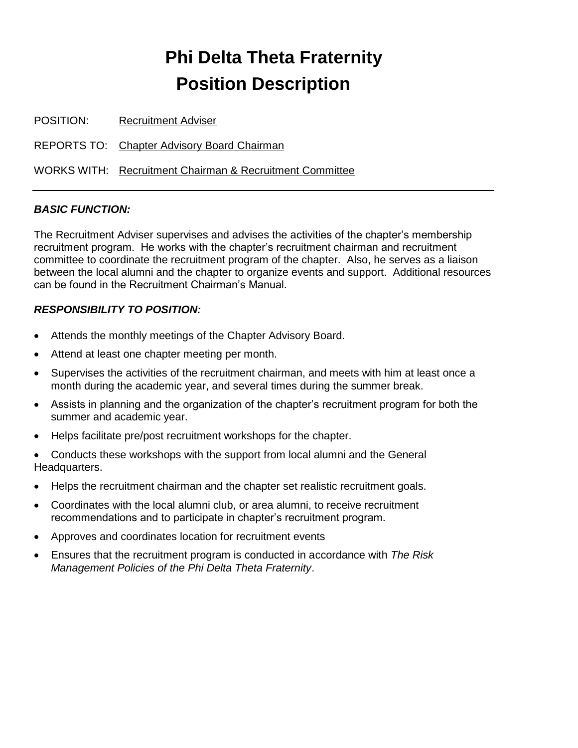# Phi Delta Theta Fraternity
# Position Description

POSITION: Recruitment Adviser

REPORTS TO: Chapter Advisory Board Chairman

WORKS WITH: Recruitment Chairman & Recruitment Committee

---

***BASIC FUNCTION:***

The Recruitment Adviser supervises and advises the activities of the chapter's membership recruitment program. He works with the chapter's recruitment chairman and recruitment committee to coordinate the recruitment program of the chapter. Also, he serves as a liaison between the local alumni and the chapter to organize events and support. Additional resources can be found in the Recruitment Chairman's Manual.

***RESPONSIBILITY TO POSITION:***

- Attends the monthly meetings of the Chapter Advisory Board.
- Attend at least one chapter meeting per month.
- Supervises the activities of the recruitment chairman, and meets with him at least once a month during the academic year, and several times during the summer break.
- Assists in planning and the organization of the chapter's recruitment program for both the summer and academic year.
- Helps facilitate pre/post recruitment workshops for the chapter.
- Conducts these workshops with the support from local alumni and the General Headquarters.
- Helps the recruitment chairman and the chapter set realistic recruitment goals.
- Coordinates with the local alumni club, or area alumni, to receive recruitment recommendations and to participate in chapter's recruitment program.
- Approves and coordinates location for recruitment events
- Ensures that the recruitment program is conducted in accordance with *The Risk Management Policies of the Phi Delta Theta Fraternity*.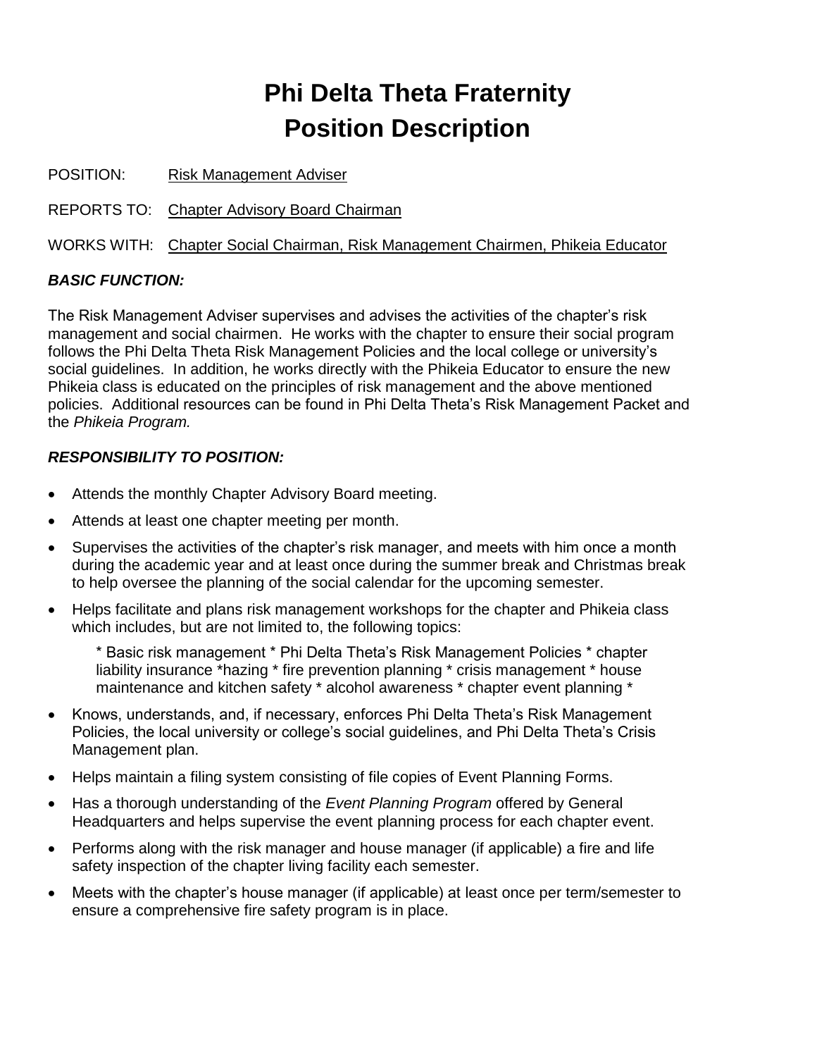# Phi Delta Theta Fraternity
# Position Description

POSITION: Risk Management Adviser

REPORTS TO: Chapter Advisory Board Chairman

WORKS WITH: Chapter Social Chairman, Risk Management Chairmen, Phikeia Educator

### *BASIC FUNCTION:*

The Risk Management Adviser supervises and advises the activities of the chapter's risk management and social chairmen. He works with the chapter to ensure their social program follows the Phi Delta Theta Risk Management Policies and the local college or university's social guidelines. In addition, he works directly with the Phikeia Educator to ensure the new Phikeia class is educated on the principles of risk management and the above mentioned policies. Additional resources can be found in Phi Delta Theta's Risk Management Packet and the *Phikeia Program.*

### *RESPONSIBILITY TO POSITION:*

- Attends the monthly Chapter Advisory Board meeting.
- Attends at least one chapter meeting per month.
- Supervises the activities of the chapter's risk manager, and meets with him once a month during the academic year and at least once during the summer break and Christmas break to help oversee the planning of the social calendar for the upcoming semester.
- Helps facilitate and plans risk management workshops for the chapter and Phikeia class which includes, but are not limited to, the following topics:

  * Basic risk management * Phi Delta Theta's Risk Management Policies * chapter liability insurance *hazing * fire prevention planning * crisis management * house maintenance and kitchen safety * alcohol awareness * chapter event planning *

- Knows, understands, and, if necessary, enforces Phi Delta Theta's Risk Management Policies, the local university or college's social guidelines, and Phi Delta Theta's Crisis Management plan.
- Helps maintain a filing system consisting of file copies of Event Planning Forms.
- Has a thorough understanding of the *Event Planning Program* offered by General Headquarters and helps supervise the event planning process for each chapter event.
- Performs along with the risk manager and house manager (if applicable) a fire and life safety inspection of the chapter living facility each semester.
- Meets with the chapter's house manager (if applicable) at least once per term/semester to ensure a comprehensive fire safety program is in place.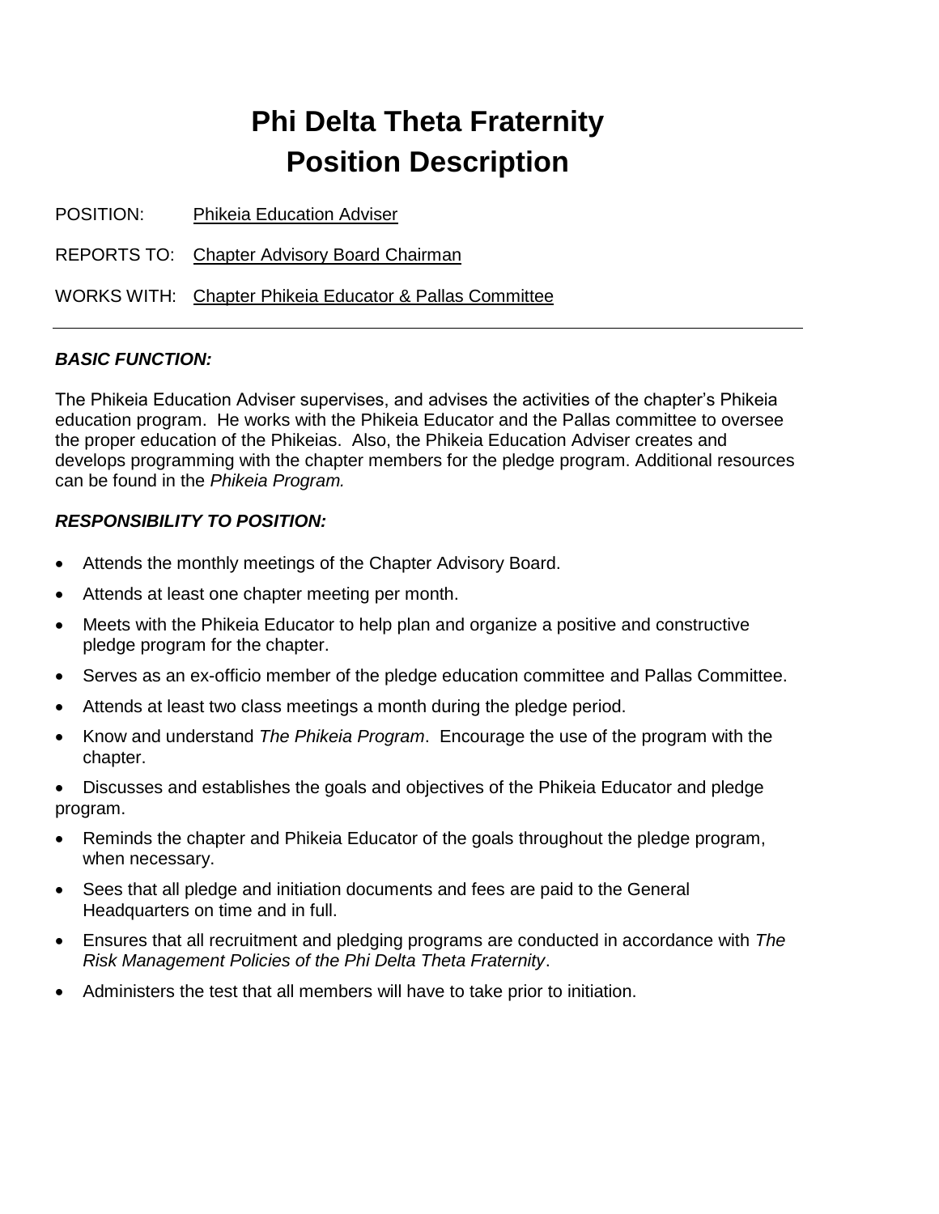# Phi Delta Theta Fraternity
# Position Description

POSITION: Phikeia Education Adviser

REPORTS TO: Chapter Advisory Board Chairman

WORKS WITH: Chapter Phikeia Educator & Pallas Committee

---

***BASIC FUNCTION:***

The Phikeia Education Adviser supervises, and advises the activities of the chapter's Phikeia education program. He works with the Phikeia Educator and the Pallas committee to oversee the proper education of the Phikeias. Also, the Phikeia Education Adviser creates and develops programming with the chapter members for the pledge program. Additional resources can be found in the *Phikeia Program.*

***RESPONSIBILITY TO POSITION:***

- Attends the monthly meetings of the Chapter Advisory Board.
- Attends at least one chapter meeting per month.
- Meets with the Phikeia Educator to help plan and organize a positive and constructive pledge program for the chapter.
- Serves as an ex-officio member of the pledge education committee and Pallas Committee.
- Attends at least two class meetings a month during the pledge period.
- Know and understand *The Phikeia Program*. Encourage the use of the program with the chapter.
- Discusses and establishes the goals and objectives of the Phikeia Educator and pledge program.
- Reminds the chapter and Phikeia Educator of the goals throughout the pledge program, when necessary.
- Sees that all pledge and initiation documents and fees are paid to the General Headquarters on time and in full.
- Ensures that all recruitment and pledging programs are conducted in accordance with *The Risk Management Policies of the Phi Delta Theta Fraternity*.
- Administers the test that all members will have to take prior to initiation.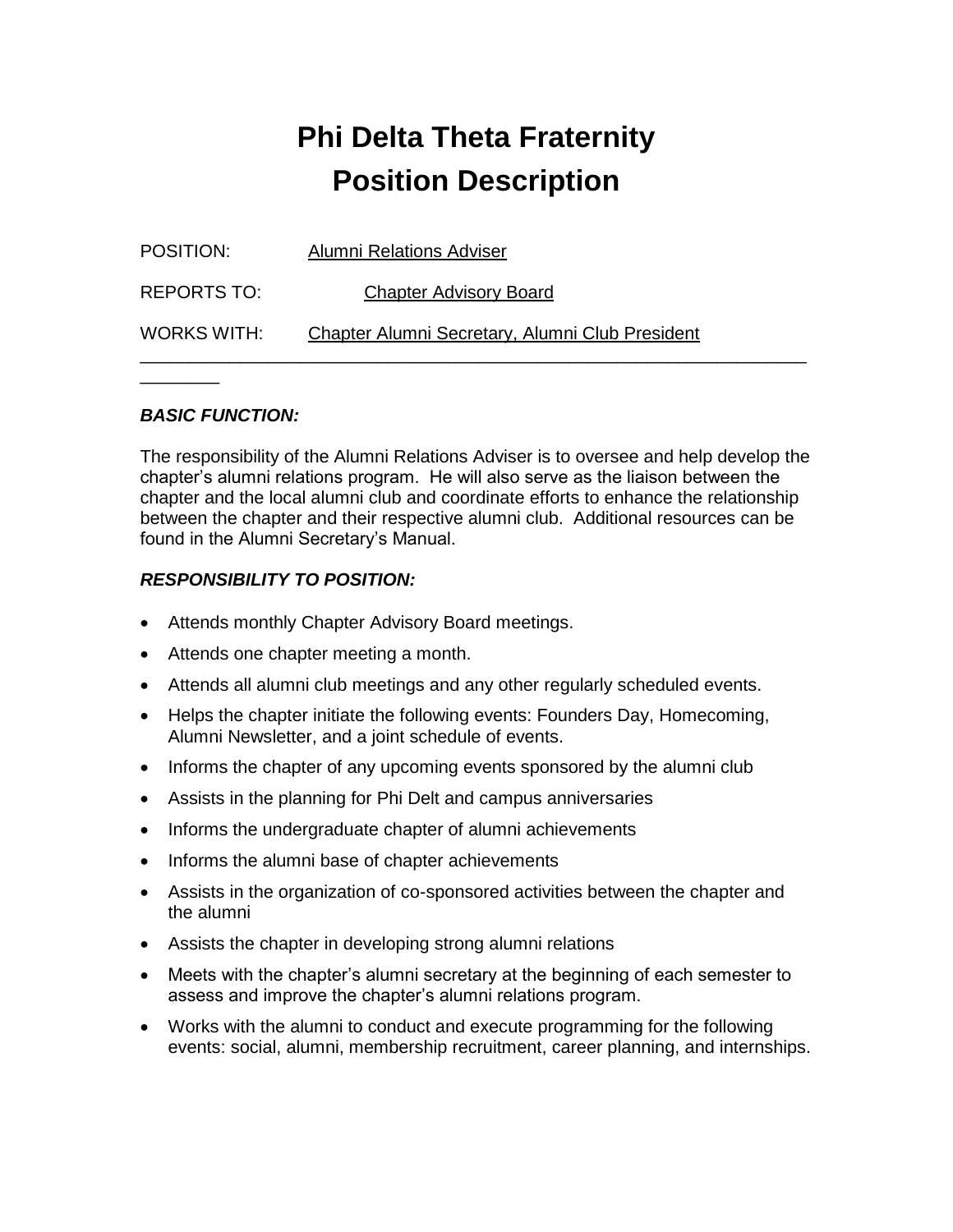# Phi Delta Theta Fraternity
# Position Description

POSITION: Alumni Relations Adviser

REPORTS TO: Chapter Advisory Board

WORKS WITH: Chapter Alumni Secretary, Alumni Club President

---

***BASIC FUNCTION:***

The responsibility of the Alumni Relations Adviser is to oversee and help develop the chapter's alumni relations program. He will also serve as the liaison between the chapter and the local alumni club and coordinate efforts to enhance the relationship between the chapter and their respective alumni club. Additional resources can be found in the Alumni Secretary's Manual.

***RESPONSIBILITY TO POSITION:***

- Attends monthly Chapter Advisory Board meetings.
- Attends one chapter meeting a month.
- Attends all alumni club meetings and any other regularly scheduled events.
- Helps the chapter initiate the following events: Founders Day, Homecoming, Alumni Newsletter, and a joint schedule of events.
- Informs the chapter of any upcoming events sponsored by the alumni club
- Assists in the planning for Phi Delt and campus anniversaries
- Informs the undergraduate chapter of alumni achievements
- Informs the alumni base of chapter achievements
- Assists in the organization of co-sponsored activities between the chapter and the alumni
- Assists the chapter in developing strong alumni relations
- Meets with the chapter's alumni secretary at the beginning of each semester to assess and improve the chapter's alumni relations program.
- Works with the alumni to conduct and execute programming for the following events: social, alumni, membership recruitment, career planning, and internships.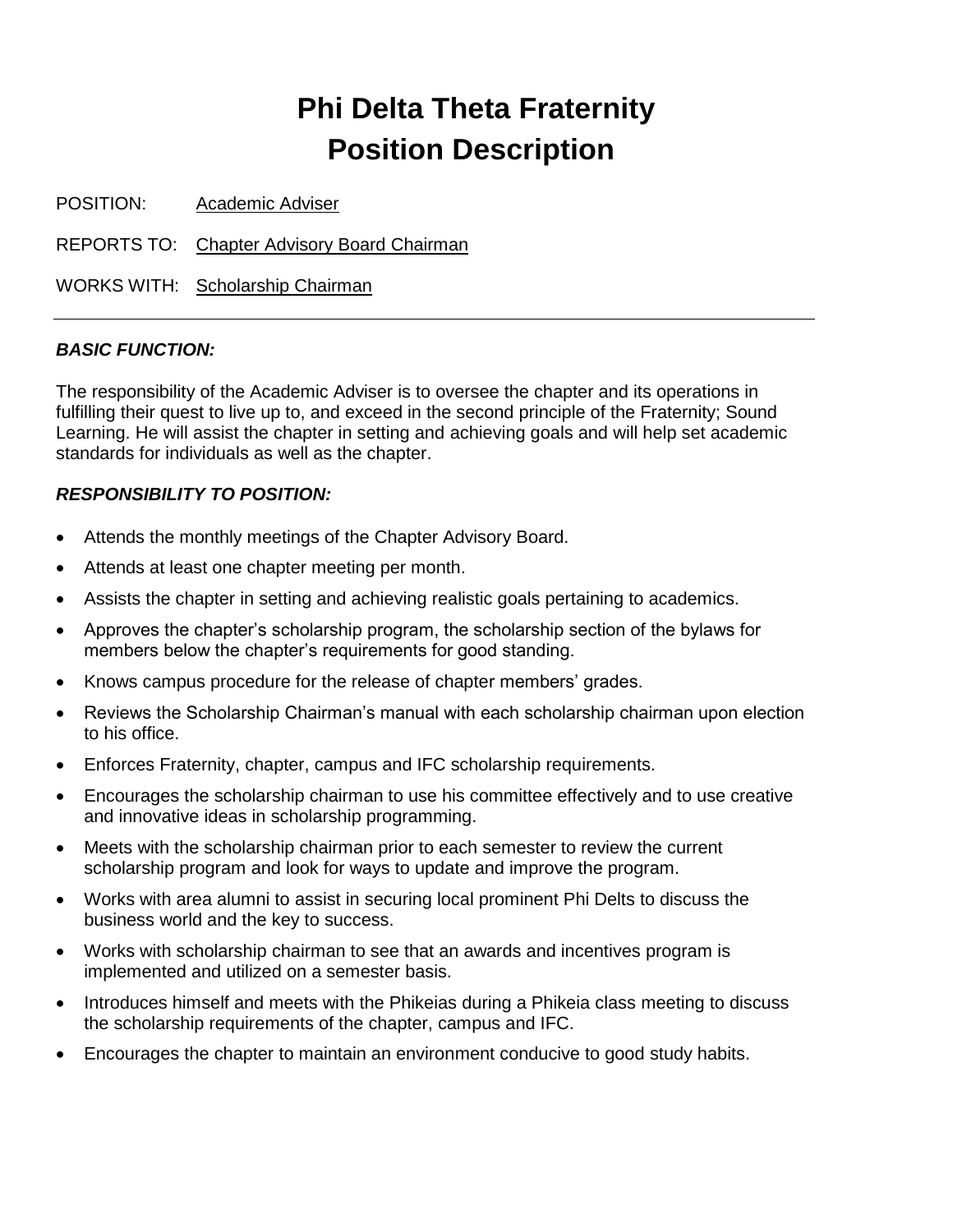# Phi Delta Theta Fraternity Position Description

POSITION: Academic Adviser

REPORTS TO: Chapter Advisory Board Chairman

WORKS WITH: Scholarship Chairman

---

### *BASIC FUNCTION:*

The responsibility of the Academic Adviser is to oversee the chapter and its operations in fulfilling their quest to live up to, and exceed in the second principle of the Fraternity; Sound Learning. He will assist the chapter in setting and achieving goals and will help set academic standards for individuals as well as the chapter.

### *RESPONSIBILITY TO POSITION:*

- Attends the monthly meetings of the Chapter Advisory Board.
- Attends at least one chapter meeting per month.
- Assists the chapter in setting and achieving realistic goals pertaining to academics.
- Approves the chapter's scholarship program, the scholarship section of the bylaws for members below the chapter's requirements for good standing.
- Knows campus procedure for the release of chapter members' grades.
- Reviews the Scholarship Chairman's manual with each scholarship chairman upon election to his office.
- Enforces Fraternity, chapter, campus and IFC scholarship requirements.
- Encourages the scholarship chairman to use his committee effectively and to use creative and innovative ideas in scholarship programming.
- Meets with the scholarship chairman prior to each semester to review the current scholarship program and look for ways to update and improve the program.
- Works with area alumni to assist in securing local prominent Phi Delts to discuss the business world and the key to success.
- Works with scholarship chairman to see that an awards and incentives program is implemented and utilized on a semester basis.
- Introduces himself and meets with the Phikeias during a Phikeia class meeting to discuss the scholarship requirements of the chapter, campus and IFC.
- Encourages the chapter to maintain an environment conducive to good study habits.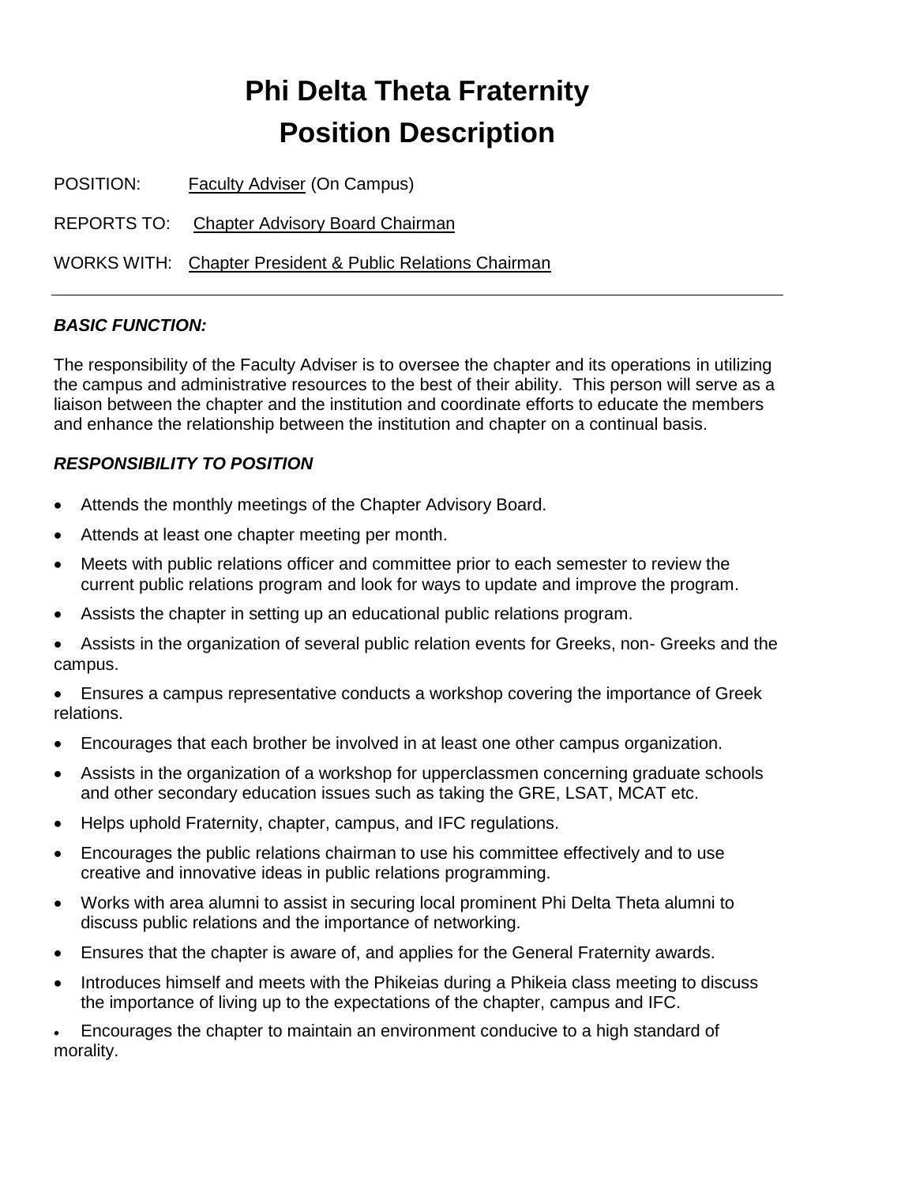# Phi Delta Theta Fraternity
# Position Description

POSITION: Faculty Adviser (On Campus)

REPORTS TO: Chapter Advisory Board Chairman

WORKS WITH: Chapter President & Public Relations Chairman

---

***BASIC FUNCTION:***

The responsibility of the Faculty Adviser is to oversee the chapter and its operations in utilizing the campus and administrative resources to the best of their ability. This person will serve as a liaison between the chapter and the institution and coordinate efforts to educate the members and enhance the relationship between the institution and chapter on a continual basis.

***RESPONSIBILITY TO POSITION***

- Attends the monthly meetings of the Chapter Advisory Board.
- Attends at least one chapter meeting per month.
- Meets with public relations officer and committee prior to each semester to review the current public relations program and look for ways to update and improve the program.
- Assists the chapter in setting up an educational public relations program.
- Assists in the organization of several public relation events for Greeks, non- Greeks and the campus.
- Ensures a campus representative conducts a workshop covering the importance of Greek relations.
- Encourages that each brother be involved in at least one other campus organization.
- Assists in the organization of a workshop for upperclassmen concerning graduate schools and other secondary education issues such as taking the GRE, LSAT, MCAT etc.
- Helps uphold Fraternity, chapter, campus, and IFC regulations.
- Encourages the public relations chairman to use his committee effectively and to use creative and innovative ideas in public relations programming.
- Works with area alumni to assist in securing local prominent Phi Delta Theta alumni to discuss public relations and the importance of networking.
- Ensures that the chapter is aware of, and applies for the General Fraternity awards.
- Introduces himself and meets with the Phikeias during a Phikeia class meeting to discuss the importance of living up to the expectations of the chapter, campus and IFC.
- Encourages the chapter to maintain an environment conducive to a high standard of morality.